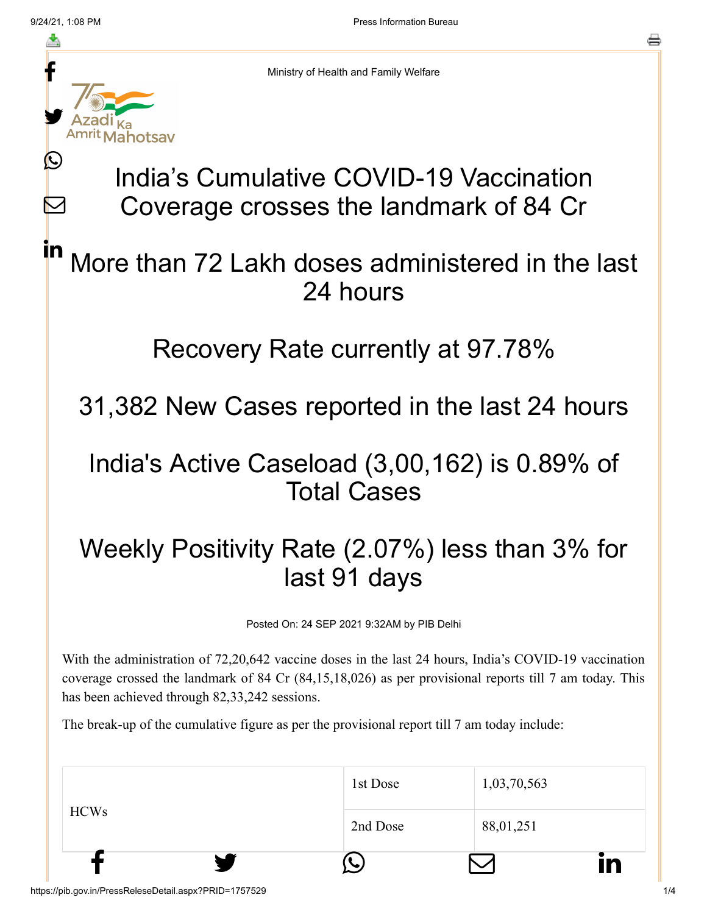Ministry of Health and Family Welfare

# India's Cumulative COVID-19 Vaccination Coverage crosses the landmark of 84 Cr

## More than 72 Lakh doses administered in the last 24 hours

## Recovery Rate currently at 97.78%

## 31,382 New Cases reported in the last 24 hours

## India's Active Caseload (3,00,162) is 0.89% of Total Cases

## Weekly Positivity Rate (2.07%) less than 3% for last 91 days

Posted On: 24 SEP 2021 9:32AM by PIB Delhi

With the administration of 72,20,642 vaccine doses in the last 24 hours, India's COVID-19 vaccination coverage crossed the landmark of 84 Cr (84,15,18,026) as per provisional reports till 7 am today. This has been achieved through 82,33,242 sessions.

The break-up of the cumulative figure as per the provisional report till 7 am today include:

| | | |
|---|---|---|
| HCWs | 1st Dose | 1,03,70,563 |
| | 2nd Dose | 88,01,251 |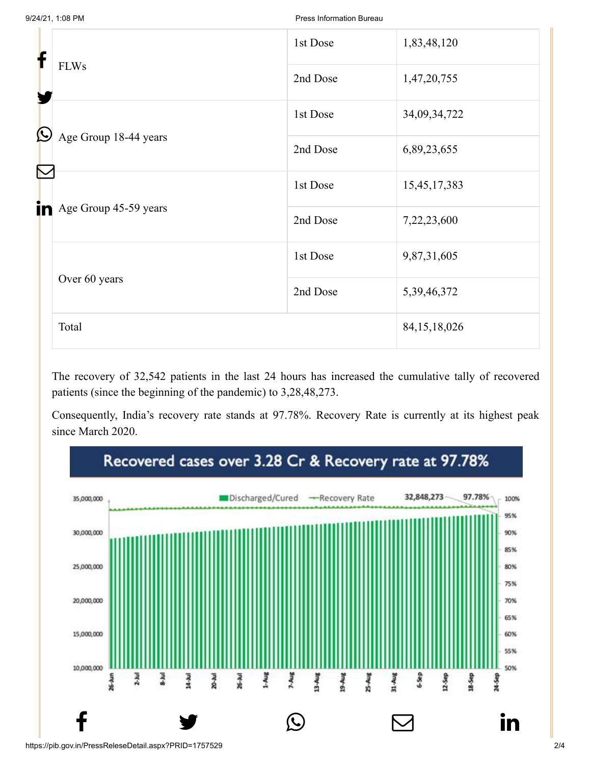| FLWs | 1st Dose | 1,83,48,120 |
|---|---|---|
| | 2nd Dose | 1,47,20,755 |
| Age Group 18-44 years | 1st Dose | 34,09,34,722 |
| | 2nd Dose | 6,89,23,655 |
| Age Group 45-59 years | 1st Dose | 15,45,17,383 |
| | 2nd Dose | 7,22,23,600 |
| Over 60 years | 1st Dose | 9,87,31,605 |
| | 2nd Dose | 5,39,46,372 |
| Total | | 84,15,18,026 |

The recovery of 32,542 patients in the last 24 hours has increased the cumulative tally of recovered patients (since the beginning of the pandemic) to 3,28,48,273.

Consequently, India's recovery rate stands at 97.78%. Recovery Rate is currently at its highest peak since March 2020.

**Recovered cases over 3.28 Cr & Recovery rate at 97.78%**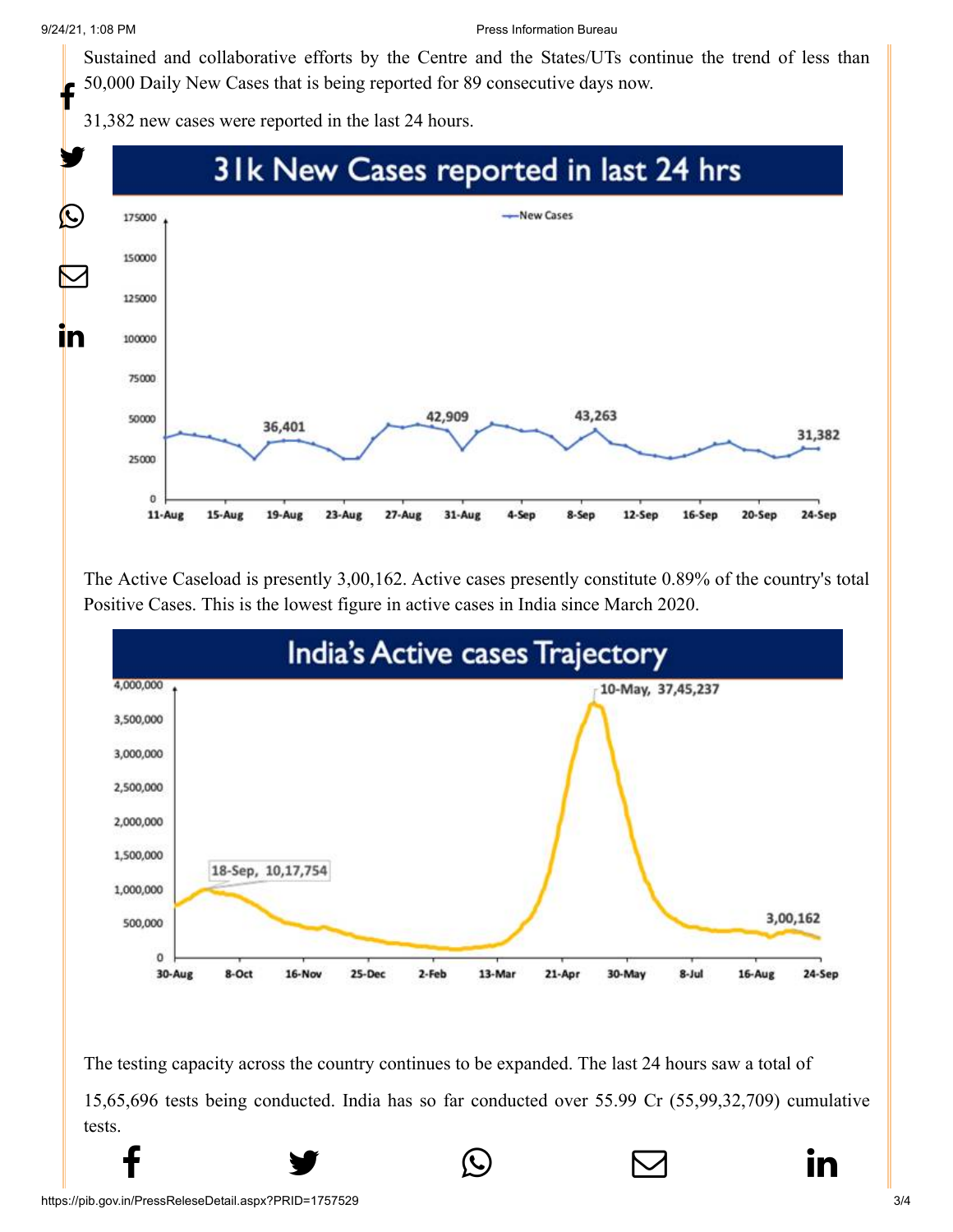Sustained and collaborative efforts by the Centre and the States/UTs continue the trend of less than 50,000 Daily New Cases that is being reported for 89 consecutive days now.

31,382 new cases were reported in the last 24 hours.

The Active Caseload is presently 3,00,162. Active cases presently constitute 0.89% of the country's total Positive Cases. This is the lowest figure in active cases in India since March 2020.

The testing capacity across the country continues to be expanded. The last 24 hours saw a total of 15,65,696 tests being conducted. India has so far conducted over 55.99 Cr (55,99,32,709) cumulative tests.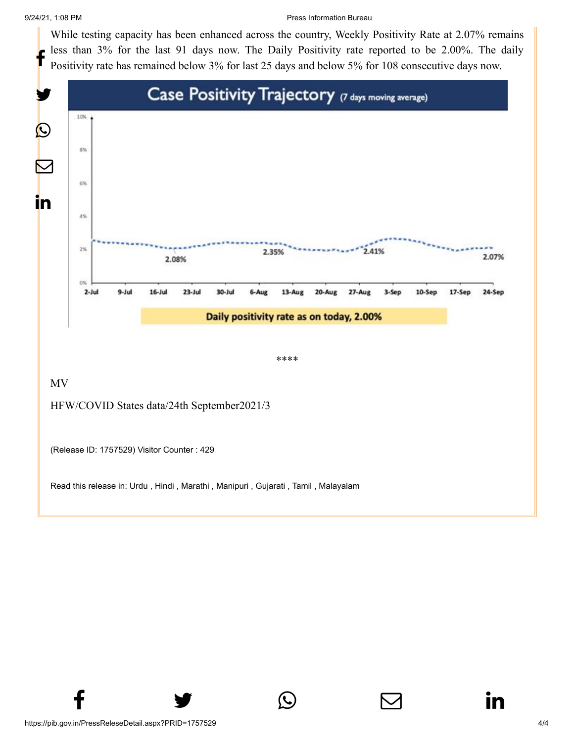While testing capacity has been enhanced across the country, Weekly Positivity Rate at 2.07% remains less than 3% for the last 91 days now. The Daily Positivity rate reported to be 2.00%. The daily Positivity rate has remained below 3% for last 25 days and below 5% for 108 consecutive days now.

Case Positivity Trajectory (7 days moving average)

10%
8%
6%
4%
2%
0%

2.08%
2.35%
2.41%
2.07%

2-Jul 9-Jul 16-Jul 23-Jul 30-Jul 6-Aug 13-Aug 20-Aug 27-Aug 3-Sep 10-Sep 17-Sep 24-Sep

Daily positivity rate as on today, 2.00%

****

MV

HFW/COVID States data/24th September2021/3

(Release ID: 1757529) Visitor Counter : 429

Read this release in: Urdu , Hindi , Marathi , Manipuri , Gujarati , Tamil , Malayalam